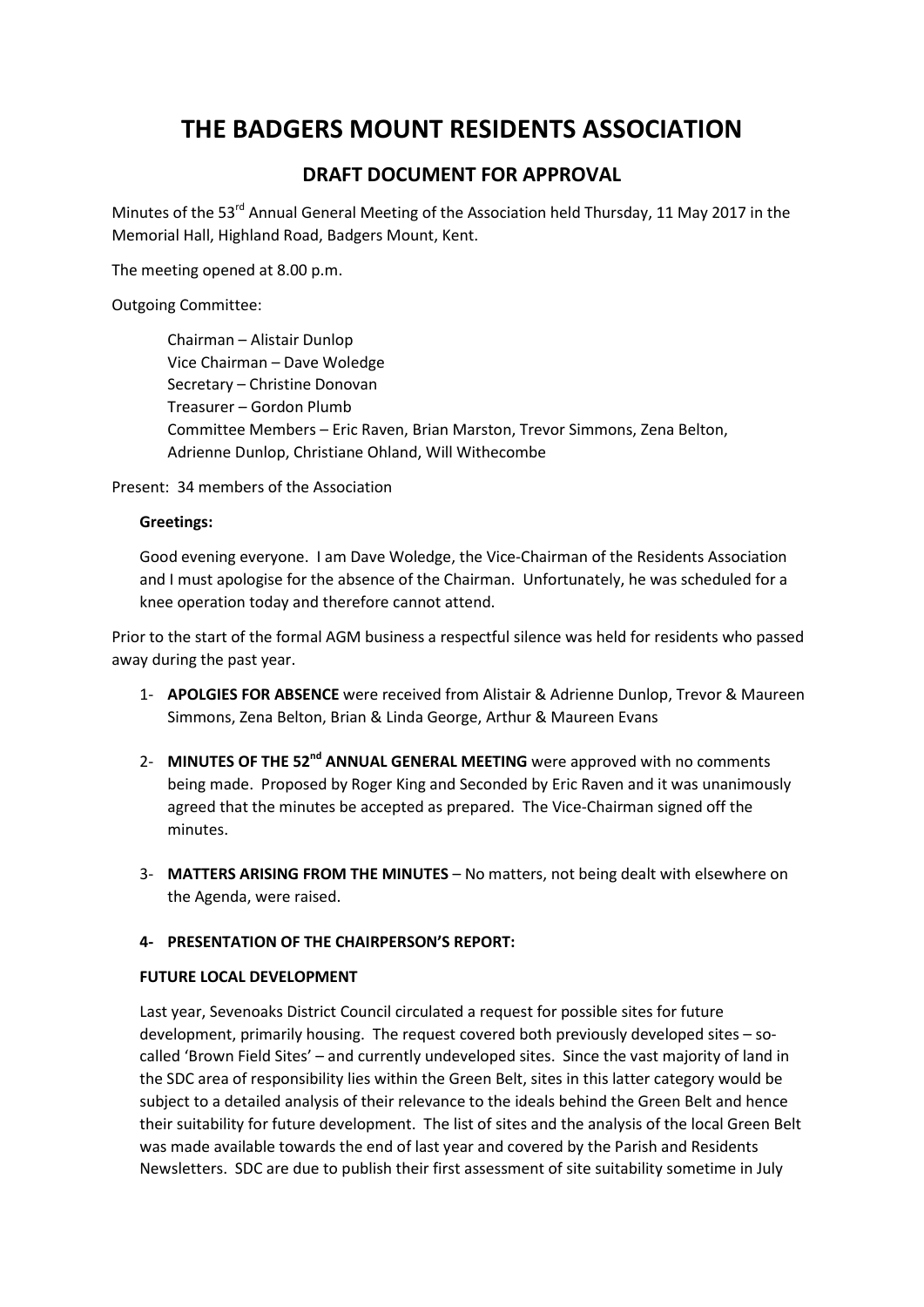# THE BADGERS MOUNT RESIDENTS ASSOCIATION

## DRAFT DOCUMENT FOR APPROVAL

Minutes of the 53rd Annual General Meeting of the Association held Thursday, 11 May 2017 in the Memorial Hall, Highland Road, Badgers Mount, Kent.

The meeting opened at 8.00 p.m.

Outgoing Committee:

> Chairman – Alistair Dunlop
> Vice Chairman – Dave Woledge
> Secretary – Christine Donovan
> Treasurer – Gordon Plumb
> Committee Members – Eric Raven, Brian Marston, Trevor Simmons, Zena Belton, Adrienne Dunlop, Christiane Ohland, Will Withecombe

Present: 34 members of the Association

**Greetings:**

Good evening everyone. I am Dave Woledge, the Vice-Chairman of the Residents Association and I must apologise for the absence of the Chairman. Unfortunately, he was scheduled for a knee operation today and therefore cannot attend.

Prior to the start of the formal AGM business a respectful silence was held for residents who passed away during the past year.

1- **APOLGIES FOR ABSENCE** were received from Alistair & Adrienne Dunlop, Trevor & Maureen Simmons, Zena Belton, Brian & Linda George, Arthur & Maureen Evans

2- **MINUTES OF THE 52nd ANNUAL GENERAL MEETING** were approved with no comments being made. Proposed by Roger King and Seconded by Eric Raven and it was unanimously agreed that the minutes be accepted as prepared. The Vice-Chairman signed off the minutes.

3- **MATTERS ARISING FROM THE MINUTES** – No matters, not being dealt with elsewhere on the Agenda, were raised.

**4- PRESENTATION OF THE CHAIRPERSON'S REPORT:**

**FUTURE LOCAL DEVELOPMENT**

Last year, Sevenoaks District Council circulated a request for possible sites for future development, primarily housing. The request covered both previously developed sites – so-called 'Brown Field Sites' – and currently undeveloped sites. Since the vast majority of land in the SDC area of responsibility lies within the Green Belt, sites in this latter category would be subject to a detailed analysis of their relevance to the ideals behind the Green Belt and hence their suitability for future development. The list of sites and the analysis of the local Green Belt was made available towards the end of last year and covered by the Parish and Residents Newsletters. SDC are due to publish their first assessment of site suitability sometime in July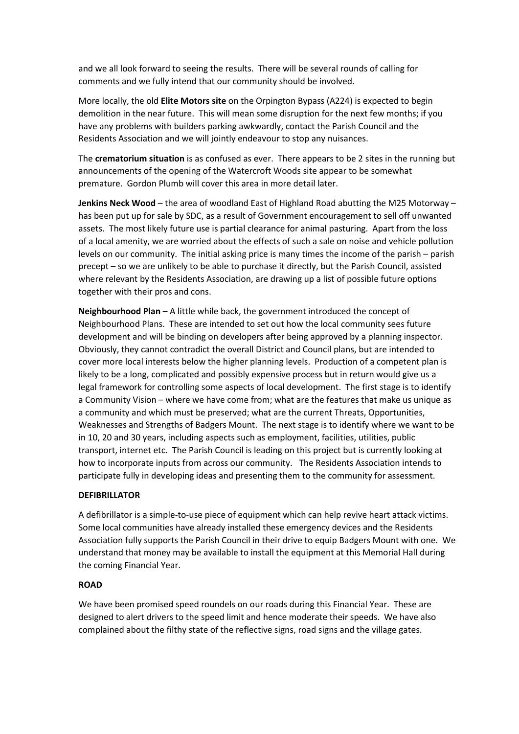and we all look forward to seeing the results. There will be several rounds of calling for comments and we fully intend that our community should be involved.

More locally, the old **Elite Motors site** on the Orpington Bypass (A224) is expected to begin demolition in the near future. This will mean some disruption for the next few months; if you have any problems with builders parking awkwardly, contact the Parish Council and the Residents Association and we will jointly endeavour to stop any nuisances.

The **crematorium situation** is as confused as ever. There appears to be 2 sites in the running but announcements of the opening of the Watercroft Woods site appear to be somewhat premature. Gordon Plumb will cover this area in more detail later.

**Jenkins Neck Wood** – the area of woodland East of Highland Road abutting the M25 Motorway – has been put up for sale by SDC, as a result of Government encouragement to sell off unwanted assets. The most likely future use is partial clearance for animal pasturing. Apart from the loss of a local amenity, we are worried about the effects of such a sale on noise and vehicle pollution levels on our community. The initial asking price is many times the income of the parish – parish precept – so we are unlikely to be able to purchase it directly, but the Parish Council, assisted where relevant by the Residents Association, are drawing up a list of possible future options together with their pros and cons.

**Neighbourhood Plan** – A little while back, the government introduced the concept of Neighbourhood Plans. These are intended to set out how the local community sees future development and will be binding on developers after being approved by a planning inspector. Obviously, they cannot contradict the overall District and Council plans, but are intended to cover more local interests below the higher planning levels. Production of a competent plan is likely to be a long, complicated and possibly expensive process but in return would give us a legal framework for controlling some aspects of local development. The first stage is to identify a Community Vision – where we have come from; what are the features that make us unique as a community and which must be preserved; what are the current Threats, Opportunities, Weaknesses and Strengths of Badgers Mount. The next stage is to identify where we want to be in 10, 20 and 30 years, including aspects such as employment, facilities, utilities, public transport, internet etc. The Parish Council is leading on this project but is currently looking at how to incorporate inputs from across our community. The Residents Association intends to participate fully in developing ideas and presenting them to the community for assessment.

**DEFIBRILLATOR**

A defibrillator is a simple-to-use piece of equipment which can help revive heart attack victims. Some local communities have already installed these emergency devices and the Residents Association fully supports the Parish Council in their drive to equip Badgers Mount with one. We understand that money may be available to install the equipment at this Memorial Hall during the coming Financial Year.

**ROAD**

We have been promised speed roundels on our roads during this Financial Year. These are designed to alert drivers to the speed limit and hence moderate their speeds. We have also complained about the filthy state of the reflective signs, road signs and the village gates.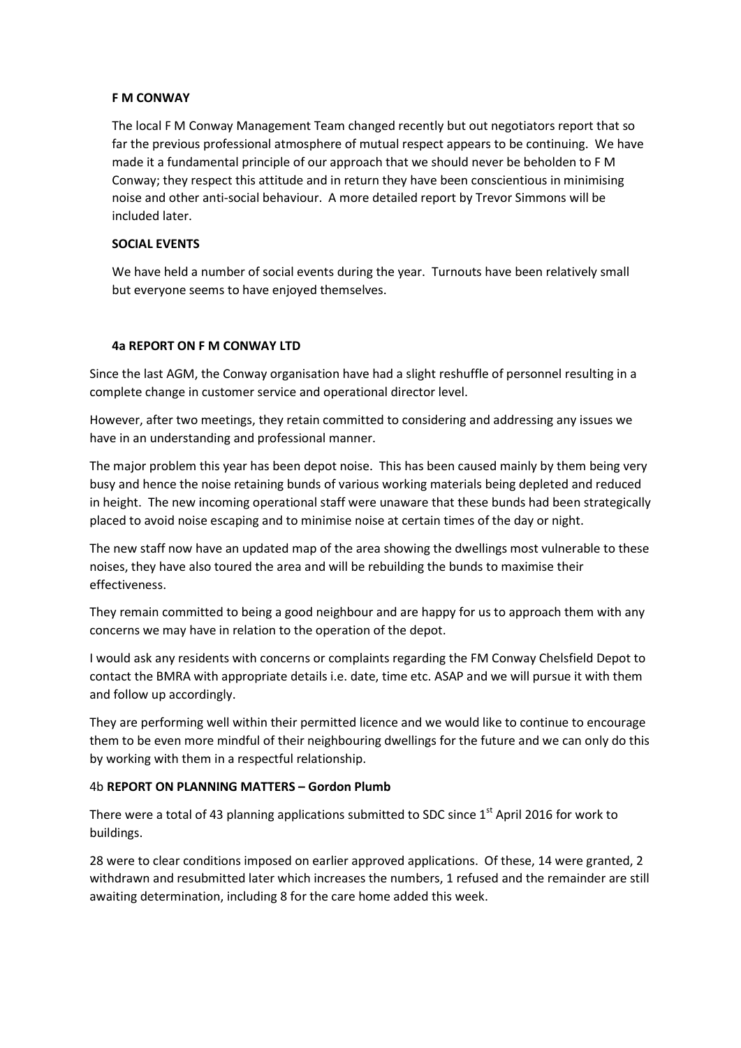**F M CONWAY**

The local F M Conway Management Team changed recently but out negotiators report that so far the previous professional atmosphere of mutual respect appears to be continuing. We have made it a fundamental principle of our approach that we should never be beholden to F M Conway; they respect this attitude and in return they have been conscientious in minimising noise and other anti-social behaviour. A more detailed report by Trevor Simmons will be included later.

**SOCIAL EVENTS**

We have held a number of social events during the year. Turnouts have been relatively small but everyone seems to have enjoyed themselves.

**4a REPORT ON F M CONWAY LTD**

Since the last AGM, the Conway organisation have had a slight reshuffle of personnel resulting in a complete change in customer service and operational director level.

However, after two meetings, they retain committed to considering and addressing any issues we have in an understanding and professional manner.

The major problem this year has been depot noise. This has been caused mainly by them being very busy and hence the noise retaining bunds of various working materials being depleted and reduced in height. The new incoming operational staff were unaware that these bunds had been strategically placed to avoid noise escaping and to minimise noise at certain times of the day or night.

The new staff now have an updated map of the area showing the dwellings most vulnerable to these noises, they have also toured the area and will be rebuilding the bunds to maximise their effectiveness.

They remain committed to being a good neighbour and are happy for us to approach them with any concerns we may have in relation to the operation of the depot.

I would ask any residents with concerns or complaints regarding the FM Conway Chelsfield Depot to contact the BMRA with appropriate details i.e. date, time etc. ASAP and we will pursue it with them and follow up accordingly.

They are performing well within their permitted licence and we would like to continue to encourage them to be even more mindful of their neighbouring dwellings for the future and we can only do this by working with them in a respectful relationship.

4b **REPORT ON PLANNING MATTERS – Gordon Plumb**

There were a total of 43 planning applications submitted to SDC since 1st April 2016 for work to buildings.

28 were to clear conditions imposed on earlier approved applications. Of these, 14 were granted, 2 withdrawn and resubmitted later which increases the numbers, 1 refused and the remainder are still awaiting determination, including 8 for the care home added this week.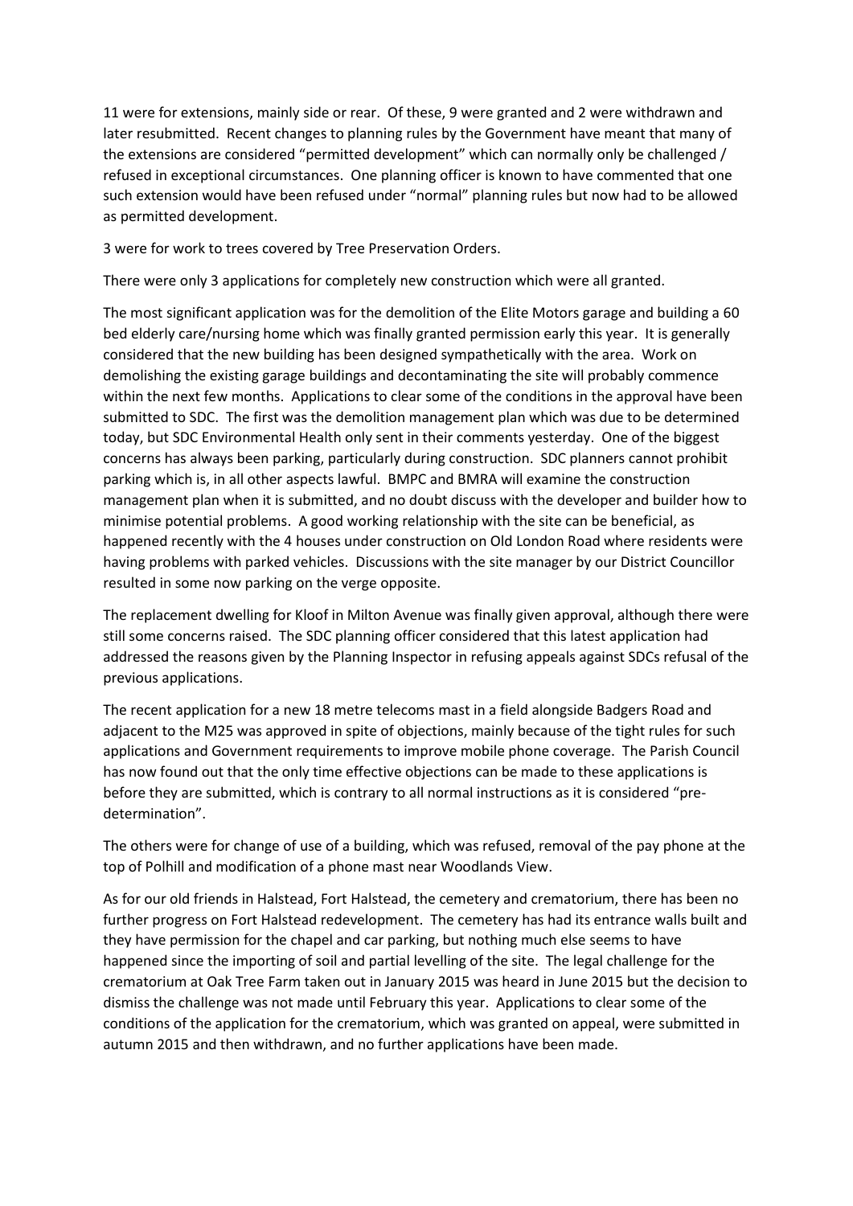11 were for extensions, mainly side or rear. Of these, 9 were granted and 2 were withdrawn and later resubmitted. Recent changes to planning rules by the Government have meant that many of the extensions are considered "permitted development" which can normally only be challenged / refused in exceptional circumstances. One planning officer is known to have commented that one such extension would have been refused under "normal" planning rules but now had to be allowed as permitted development.

3 were for work to trees covered by Tree Preservation Orders.

There were only 3 applications for completely new construction which were all granted.

The most significant application was for the demolition of the Elite Motors garage and building a 60 bed elderly care/nursing home which was finally granted permission early this year. It is generally considered that the new building has been designed sympathetically with the area. Work on demolishing the existing garage buildings and decontaminating the site will probably commence within the next few months. Applications to clear some of the conditions in the approval have been submitted to SDC. The first was the demolition management plan which was due to be determined today, but SDC Environmental Health only sent in their comments yesterday. One of the biggest concerns has always been parking, particularly during construction. SDC planners cannot prohibit parking which is, in all other aspects lawful. BMPC and BMRA will examine the construction management plan when it is submitted, and no doubt discuss with the developer and builder how to minimise potential problems. A good working relationship with the site can be beneficial, as happened recently with the 4 houses under construction on Old London Road where residents were having problems with parked vehicles. Discussions with the site manager by our District Councillor resulted in some now parking on the verge opposite.

The replacement dwelling for Kloof in Milton Avenue was finally given approval, although there were still some concerns raised. The SDC planning officer considered that this latest application had addressed the reasons given by the Planning Inspector in refusing appeals against SDCs refusal of the previous applications.

The recent application for a new 18 metre telecoms mast in a field alongside Badgers Road and adjacent to the M25 was approved in spite of objections, mainly because of the tight rules for such applications and Government requirements to improve mobile phone coverage. The Parish Council has now found out that the only time effective objections can be made to these applications is before they are submitted, which is contrary to all normal instructions as it is considered "pre-determination".

The others were for change of use of a building, which was refused, removal of the pay phone at the top of Polhill and modification of a phone mast near Woodlands View.

As for our old friends in Halstead, Fort Halstead, the cemetery and crematorium, there has been no further progress on Fort Halstead redevelopment. The cemetery has had its entrance walls built and they have permission for the chapel and car parking, but nothing much else seems to have happened since the importing of soil and partial levelling of the site. The legal challenge for the crematorium at Oak Tree Farm taken out in January 2015 was heard in June 2015 but the decision to dismiss the challenge was not made until February this year. Applications to clear some of the conditions of the application for the crematorium, which was granted on appeal, were submitted in autumn 2015 and then withdrawn, and no further applications have been made.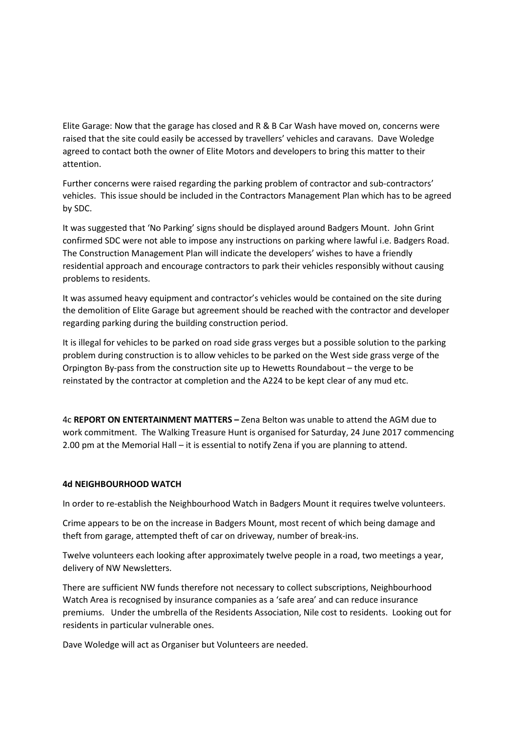Elite Garage: Now that the garage has closed and R & B Car Wash have moved on, concerns were raised that the site could easily be accessed by travellers' vehicles and caravans. Dave Woledge agreed to contact both the owner of Elite Motors and developers to bring this matter to their attention.

Further concerns were raised regarding the parking problem of contractor and sub-contractors' vehicles. This issue should be included in the Contractors Management Plan which has to be agreed by SDC.

It was suggested that 'No Parking' signs should be displayed around Badgers Mount. John Grint confirmed SDC were not able to impose any instructions on parking where lawful i.e. Badgers Road. The Construction Management Plan will indicate the developers' wishes to have a friendly residential approach and encourage contractors to park their vehicles responsibly without causing problems to residents.

It was assumed heavy equipment and contractor's vehicles would be contained on the site during the demolition of Elite Garage but agreement should be reached with the contractor and developer regarding parking during the building construction period.

It is illegal for vehicles to be parked on road side grass verges but a possible solution to the parking problem during construction is to allow vehicles to be parked on the West side grass verge of the Orpington By-pass from the construction site up to Hewetts Roundabout – the verge to be reinstated by the contractor at completion and the A224 to be kept clear of any mud etc.

4c **REPORT ON ENTERTAINMENT MATTERS –** Zena Belton was unable to attend the AGM due to work commitment. The Walking Treasure Hunt is organised for Saturday, 24 June 2017 commencing 2.00 pm at the Memorial Hall – it is essential to notify Zena if you are planning to attend.

**4d NEIGHBOURHOOD WATCH**

In order to re-establish the Neighbourhood Watch in Badgers Mount it requires twelve volunteers.

Crime appears to be on the increase in Badgers Mount, most recent of which being damage and theft from garage, attempted theft of car on driveway, number of break-ins.

Twelve volunteers each looking after approximately twelve people in a road, two meetings a year, delivery of NW Newsletters.

There are sufficient NW funds therefore not necessary to collect subscriptions, Neighbourhood Watch Area is recognised by insurance companies as a 'safe area' and can reduce insurance premiums. Under the umbrella of the Residents Association, Nile cost to residents. Looking out for residents in particular vulnerable ones.

Dave Woledge will act as Organiser but Volunteers are needed.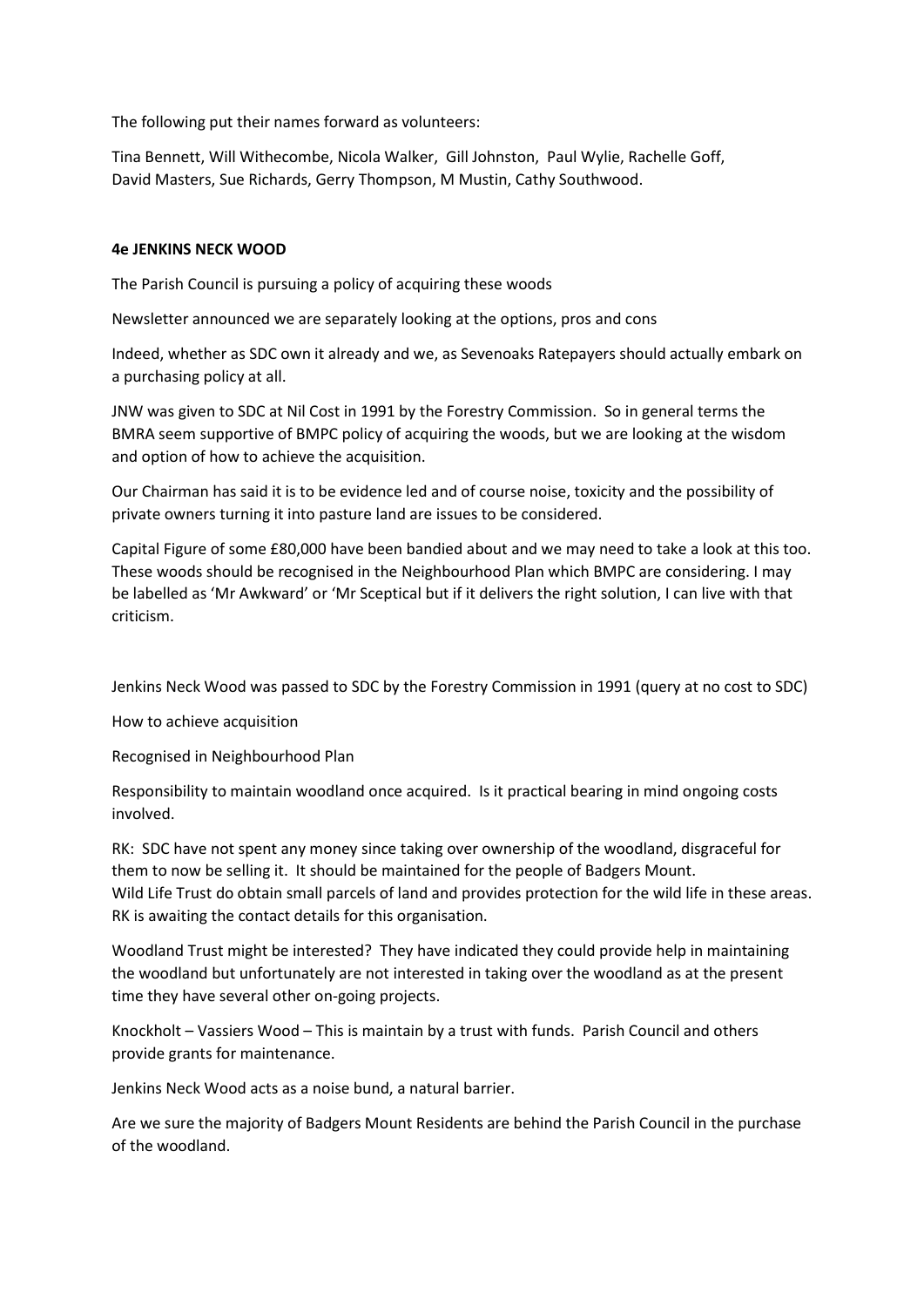The following put their names forward as volunteers:

Tina Bennett, Will Withecombe, Nicola Walker, Gill Johnston, Paul Wylie, Rachelle Goff, David Masters, Sue Richards, Gerry Thompson, M Mustin, Cathy Southwood.

**4e JENKINS NECK WOOD**

The Parish Council is pursuing a policy of acquiring these woods

Newsletter announced we are separately looking at the options, pros and cons

Indeed, whether as SDC own it already and we, as Sevenoaks Ratepayers should actually embark on a purchasing policy at all.

JNW was given to SDC at Nil Cost in 1991 by the Forestry Commission. So in general terms the BMRA seem supportive of BMPC policy of acquiring the woods, but we are looking at the wisdom and option of how to achieve the acquisition.

Our Chairman has said it is to be evidence led and of course noise, toxicity and the possibility of private owners turning it into pasture land are issues to be considered.

Capital Figure of some £80,000 have been bandied about and we may need to take a look at this too. These woods should be recognised in the Neighbourhood Plan which BMPC are considering. I may be labelled as 'Mr Awkward' or 'Mr Sceptical but if it delivers the right solution, I can live with that criticism.

Jenkins Neck Wood was passed to SDC by the Forestry Commission in 1991 (query at no cost to SDC)

How to achieve acquisition

Recognised in Neighbourhood Plan

Responsibility to maintain woodland once acquired. Is it practical bearing in mind ongoing costs involved.

RK: SDC have not spent any money since taking over ownership of the woodland, disgraceful for them to now be selling it. It should be maintained for the people of Badgers Mount.
Wild Life Trust do obtain small parcels of land and provides protection for the wild life in these areas. RK is awaiting the contact details for this organisation.

Woodland Trust might be interested? They have indicated they could provide help in maintaining the woodland but unfortunately are not interested in taking over the woodland as at the present time they have several other on-going projects.

Knockholt – Vassiers Wood – This is maintain by a trust with funds. Parish Council and others provide grants for maintenance.

Jenkins Neck Wood acts as a noise bund, a natural barrier.

Are we sure the majority of Badgers Mount Residents are behind the Parish Council in the purchase of the woodland.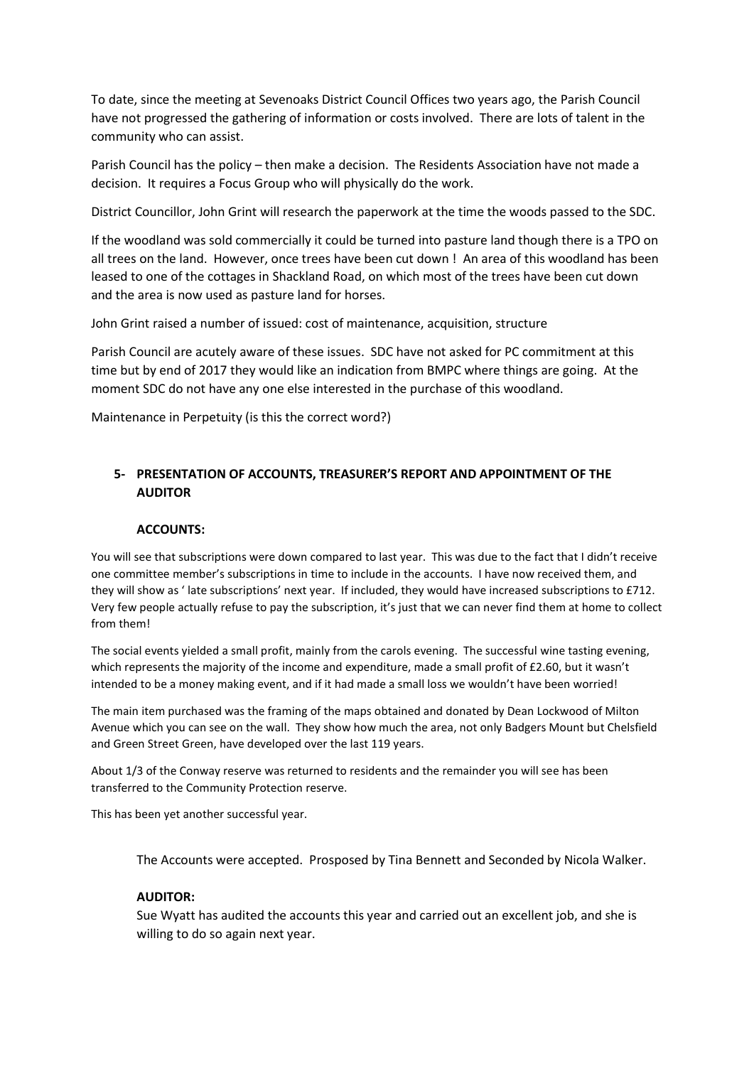To date, since the meeting at Sevenoaks District Council Offices two years ago, the Parish Council have not progressed the gathering of information or costs involved. There are lots of talent in the community who can assist.

Parish Council has the policy – then make a decision. The Residents Association have not made a decision. It requires a Focus Group who will physically do the work.

District Councillor, John Grint will research the paperwork at the time the woods passed to the SDC.

If the woodland was sold commercially it could be turned into pasture land though there is a TPO on all trees on the land. However, once trees have been cut down ! An area of this woodland has been leased to one of the cottages in Shackland Road, on which most of the trees have been cut down and the area is now used as pasture land for horses.

John Grint raised a number of issued: cost of maintenance, acquisition, structure

Parish Council are acutely aware of these issues. SDC have not asked for PC commitment at this time but by end of 2017 they would like an indication from BMPC where things are going. At the moment SDC do not have any one else interested in the purchase of this woodland.

Maintenance in Perpetuity (is this the correct word?)

## 5- PRESENTATION OF ACCOUNTS, TREASURER'S REPORT AND APPOINTMENT OF THE AUDITOR

**ACCOUNTS:**

You will see that subscriptions were down compared to last year. This was due to the fact that I didn't receive one committee member's subscriptions in time to include in the accounts. I have now received them, and they will show as ' late subscriptions' next year. If included, they would have increased subscriptions to £712. Very few people actually refuse to pay the subscription, it's just that we can never find them at home to collect from them!

The social events yielded a small profit, mainly from the carols evening. The successful wine tasting evening, which represents the majority of the income and expenditure, made a small profit of £2.60, but it wasn't intended to be a money making event, and if it had made a small loss we wouldn't have been worried!

The main item purchased was the framing of the maps obtained and donated by Dean Lockwood of Milton Avenue which you can see on the wall. They show how much the area, not only Badgers Mount but Chelsfield and Green Street Green, have developed over the last 119 years.

About 1/3 of the Conway reserve was returned to residents and the remainder you will see has been transferred to the Community Protection reserve.

This has been yet another successful year.

The Accounts were accepted. Prosposed by Tina Bennett and Seconded by Nicola Walker.

**AUDITOR:**

Sue Wyatt has audited the accounts this year and carried out an excellent job, and she is willing to do so again next year.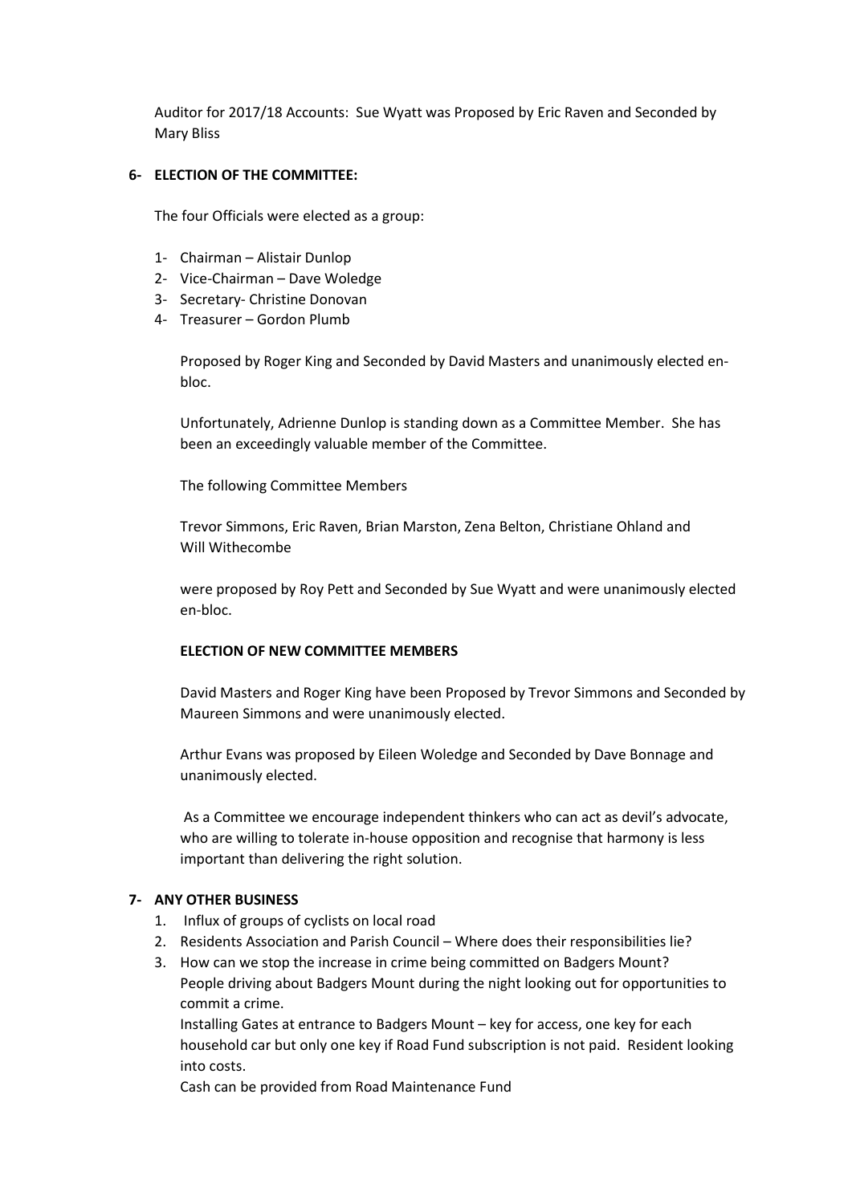Auditor for 2017/18 Accounts: Sue Wyatt was Proposed by Eric Raven and Seconded by Mary Bliss

**6- ELECTION OF THE COMMITTEE:**

The four Officials were elected as a group:

1- Chairman – Alistair Dunlop
2- Vice-Chairman – Dave Woledge
3- Secretary- Christine Donovan
4- Treasurer – Gordon Plumb

Proposed by Roger King and Seconded by David Masters and unanimously elected en-bloc.

Unfortunately, Adrienne Dunlop is standing down as a Committee Member. She has been an exceedingly valuable member of the Committee.

The following Committee Members

Trevor Simmons, Eric Raven, Brian Marston, Zena Belton, Christiane Ohland and Will Withecombe

were proposed by Roy Pett and Seconded by Sue Wyatt and were unanimously elected en-bloc.

**ELECTION OF NEW COMMITTEE MEMBERS**

David Masters and Roger King have been Proposed by Trevor Simmons and Seconded by Maureen Simmons and were unanimously elected.

Arthur Evans was proposed by Eileen Woledge and Seconded by Dave Bonnage and unanimously elected.

As a Committee we encourage independent thinkers who can act as devil's advocate, who are willing to tolerate in-house opposition and recognise that harmony is less important than delivering the right solution.

**7- ANY OTHER BUSINESS**

1. Influx of groups of cyclists on local road
2. Residents Association and Parish Council – Where does their responsibilities lie?
3. How can we stop the increase in crime being committed on Badgers Mount? People driving about Badgers Mount during the night looking out for opportunities to commit a crime.
   Installing Gates at entrance to Badgers Mount – key for access, one key for each household car but only one key if Road Fund subscription is not paid. Resident looking into costs.
   Cash can be provided from Road Maintenance Fund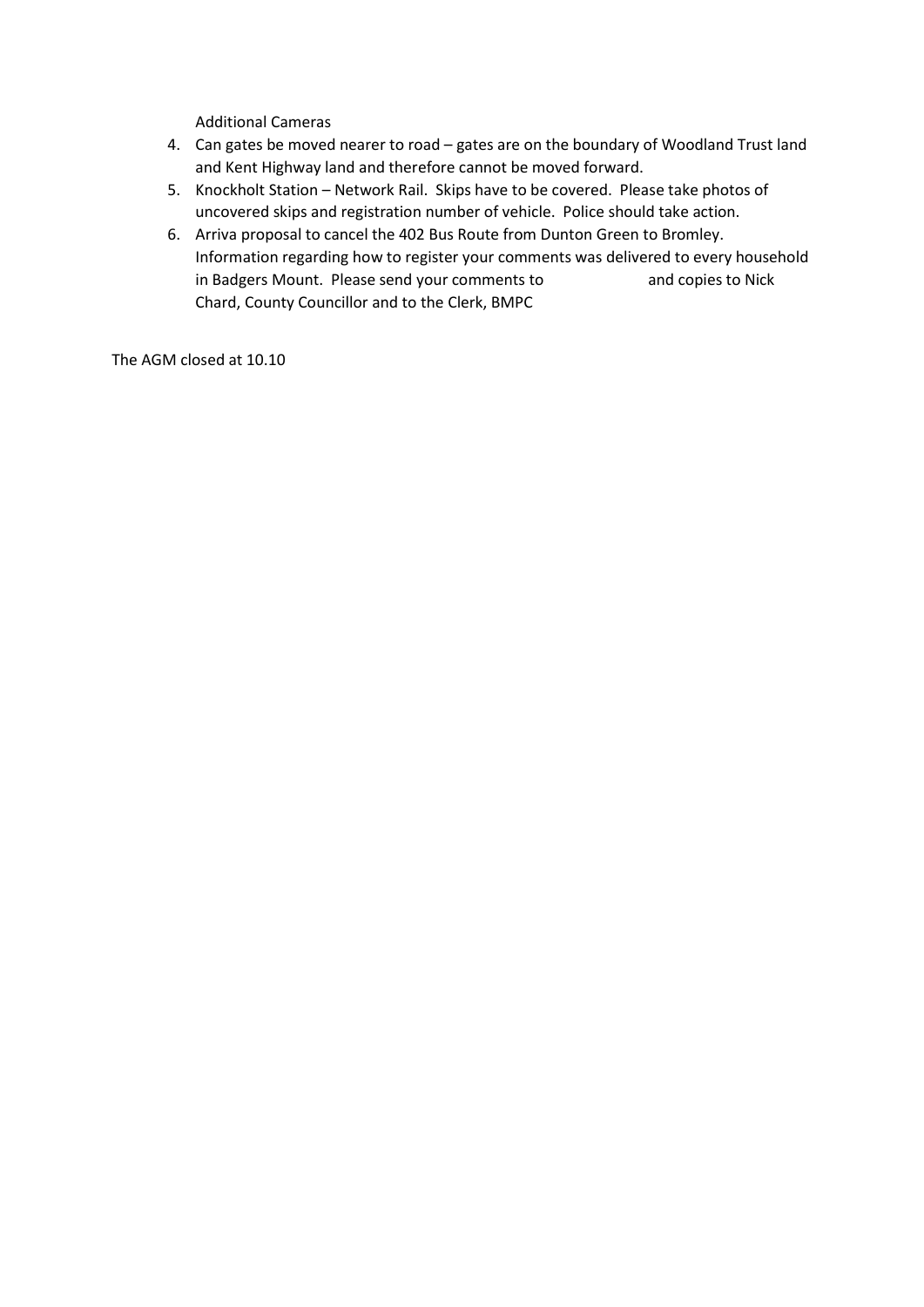Additional Cameras

4. Can gates be moved nearer to road – gates are on the boundary of Woodland Trust land and Kent Highway land and therefore cannot be moved forward.
5. Knockholt Station – Network Rail. Skips have to be covered. Please take photos of uncovered skips and registration number of vehicle. Police should take action.
6. Arriva proposal to cancel the 402 Bus Route from Dunton Green to Bromley. Information regarding how to register your comments was delivered to every household in Badgers Mount. Please send your comments to and copies to Nick Chard, County Councillor and to the Clerk, BMPC

The AGM closed at 10.10